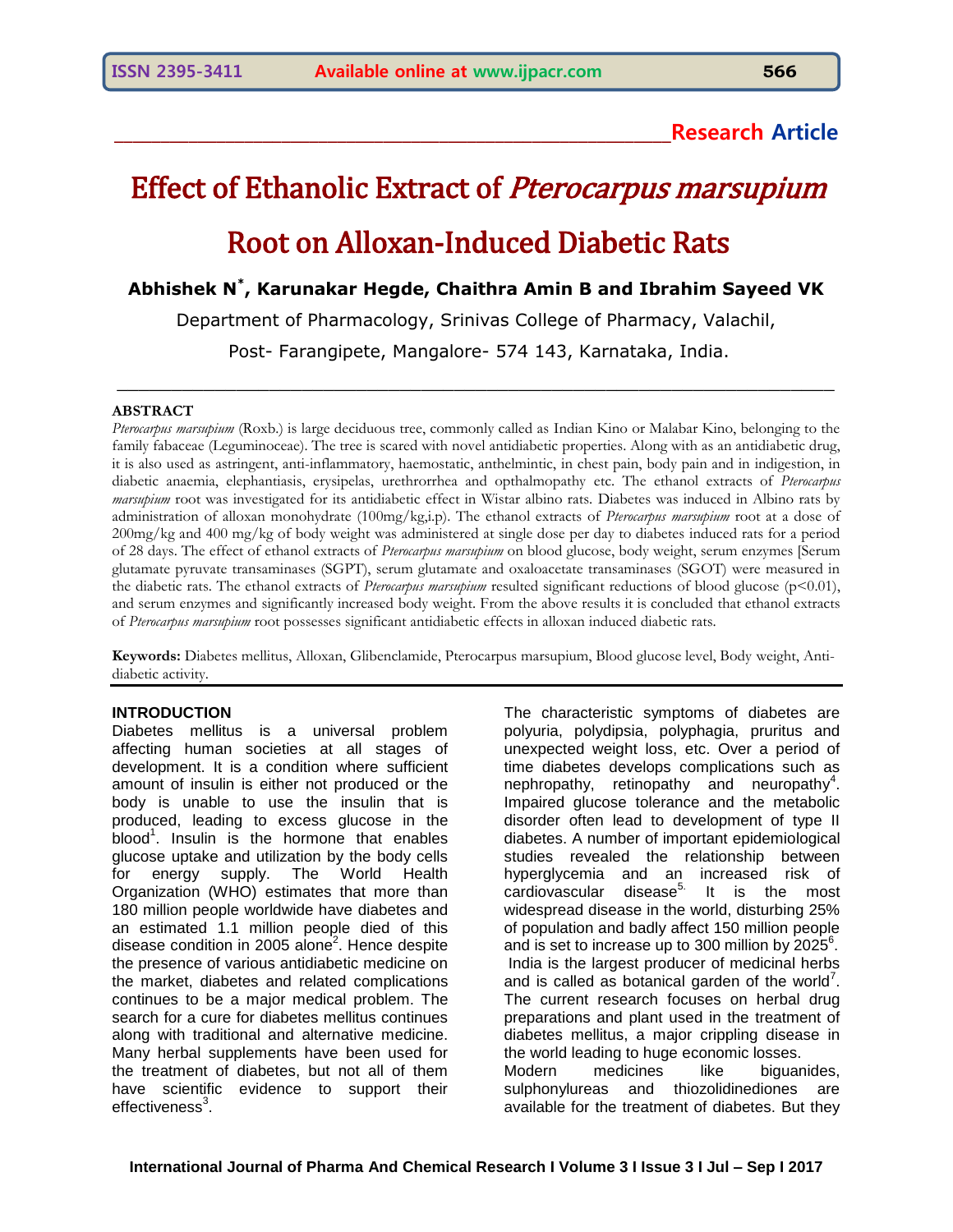**Research Article**

# Effect of Ethanolic Extract of *Pterocarpus marsupium* Root on Alloxan-Induced Diabetic Rats

**Abhishek N*, Karunakar Hegde, Chaithra Amin B and Ibrahim Sayeed VK**

Department of Pharmacology, Srinivas College of Pharmacy, Valachil,

Post- Farangipete, Mangalore- 574 143, Karnataka, India.

## ABSTRACT

*Pterocarpus marsupium* (Roxb.) is large deciduous tree, commonly called as Indian Kino or Malabar Kino, belonging to the family fabaceae (Leguminoceae). The tree is scared with novel antidiabetic properties. Along with as an antidiabetic drug, it is also used as astringent, anti-inflammatory, haemostatic, anthelmintic, in chest pain, body pain and in indigestion, in diabetic anaemia, elephantiasis, erysipelas, urethrorrhea and opthalmopathy etc. The ethanol extracts of *Pterocarpus marsupium* root was investigated for its antidiabetic effect in Wistar albino rats. Diabetes was induced in Albino rats by administration of alloxan monohydrate (100mg/kg,i.p). The ethanol extracts of *Pterocarpus marsupium* root at a dose of 200mg/kg and 400 mg/kg of body weight was administered at single dose per day to diabetes induced rats for a period of 28 days. The effect of ethanol extracts of *Pterocarpus marsupium* on blood glucose, body weight, serum enzymes [Serum glutamate pyruvate transaminases (SGPT), serum glutamate and oxaloacetate transaminases (SGOT) were measured in the diabetic rats. The ethanol extracts of *Pterocarpus marsupium* resulted significant reductions of blood glucose ($p<0.01$), and serum enzymes and significantly increased body weight. From the above results it is concluded that ethanol extracts of *Pterocarpus marsupium* root possesses significant antidiabetic effects in alloxan induced diabetic rats.

**Keywords:** Diabetes mellitus, Alloxan, Glibenclamide, Pterocarpus marsupium, Blood glucose level, Body weight, Anti-diabetic activity.

## INTRODUCTION

Diabetes mellitus is a universal problem affecting human societies at all stages of development. It is a condition where sufficient amount of insulin is either not produced or the body is unable to use the insulin that is produced, leading to excess glucose in the blood[1]. Insulin is the hormone that enables glucose uptake and utilization by the body cells for energy supply. The World Health Organization (WHO) estimates that more than 180 million people worldwide have diabetes and an estimated 1.1 million people died of this disease condition in 2005 alone[2]. Hence despite the presence of various antidiabetic medicine on the market, diabetes and related complications continues to be a major medical problem. The search for a cure for diabetes mellitus continues along with traditional and alternative medicine. Many herbal supplements have been used for the treatment of diabetes, but not all of them have scientific evidence to support their effectiveness[3].

The characteristic symptoms of diabetes are polyuria, polydipsia, polyphagia, pruritus and unexpected weight loss, etc. Over a period of time diabetes develops complications such as nephropathy, retinopathy and neuropathy[4]. Impaired glucose tolerance and the metabolic disorder often lead to development of type II diabetes. A number of important epidemiological studies revealed the relationship between hyperglycemia and an increased risk of cardiovascular disease[5]. It is the most widespread disease in the world, disturbing 25% of population and badly affect 150 million people and is set to increase up to 300 million by 2025[6].

India is the largest producer of medicinal herbs and is called as botanical garden of the world[7]. The current research focuses on herbal drug preparations and plant used in the treatment of diabetes mellitus, a major crippling disease in the world leading to huge economic losses.

Modern medicines like biguanides, sulphonylureas and thiozolidinediones are available for the treatment of diabetes. But they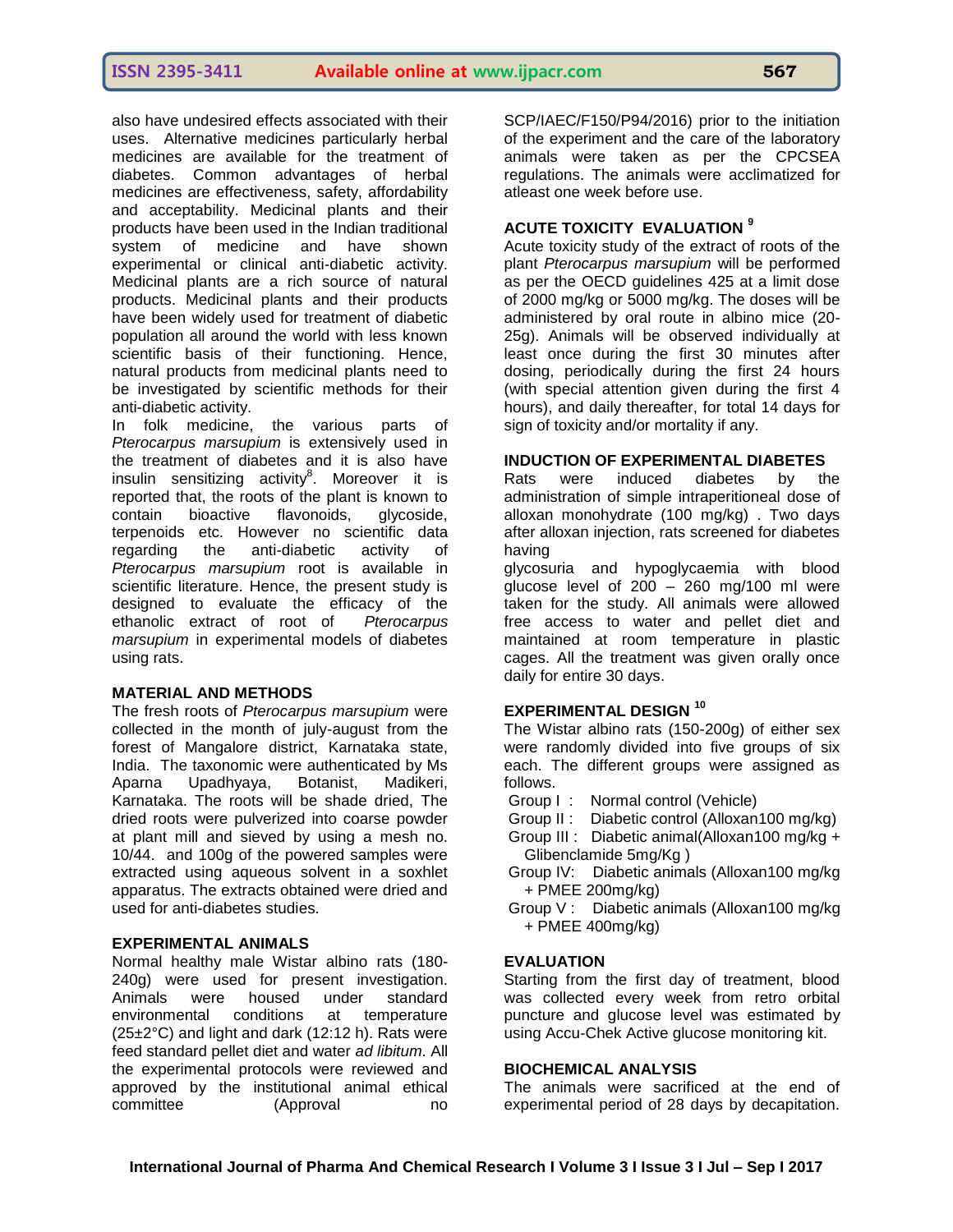also have undesired effects associated with their uses. Alternative medicines particularly herbal medicines are available for the treatment of diabetes. Common advantages of herbal medicines are effectiveness, safety, affordability and acceptability. Medicinal plants and their products have been used in the Indian traditional system of medicine and have shown experimental or clinical anti-diabetic activity. Medicinal plants are a rich source of natural products. Medicinal plants and their products have been widely used for treatment of diabetic population all around the world with less known scientific basis of their functioning. Hence, natural products from medicinal plants need to be investigated by scientific methods for their anti-diabetic activity.

In folk medicine, the various parts of *Pterocarpus marsupium* is extensively used in the treatment of diabetes and it is also have insulin sensitizing activity[8]. Moreover it is reported that, the roots of the plant is known to contain bioactive flavonoids, glycoside, terpenoids etc. However no scientific data regarding the anti-diabetic activity of *Pterocarpus marsupium* root is available in scientific literature. Hence, the present study is designed to evaluate the efficacy of the ethanolic extract of root of *Pterocarpus marsupium* in experimental models of diabetes using rats.

## MATERIAL AND METHODS

The fresh roots of *Pterocarpus marsupium* were collected in the month of july-august from the forest of Mangalore district, Karnataka state, India. The taxonomic were authenticated by Ms Aparna Upadhyaya, Botanist, Madikeri, Karnataka. The roots will be shade dried, The dried roots were pulverized into coarse powder at plant mill and sieved by using a mesh no. 10/44. and 100g of the powered samples were extracted using aqueous solvent in a soxhlet apparatus. The extracts obtained were dried and used for anti-diabetes studies.

## EXPERIMENTAL ANIMALS

Normal healthy male Wistar albino rats (180-240g) were used for present investigation. Animals were housed under standard environmental conditions at temperature (25±2°C) and light and dark (12:12 h). Rats were feed standard pellet diet and water *ad libitum*. All the experimental protocols were reviewed and approved by the institutional animal ethical committee (Approval no SCP/IAEC/F150/P94/2016) prior to the initiation of the experiment and the care of the laboratory animals were taken as per the CPCSEA regulations. The animals were acclimatized for atleast one week before use.

## ACUTE TOXICITY EVALUATION [9]

Acute toxicity study of the extract of roots of the plant *Pterocarpus marsupium* will be performed as per the OECD guidelines 425 at a limit dose of 2000 mg/kg or 5000 mg/kg. The doses will be administered by oral route in albino mice (20-25g). Animals will be observed individually at least once during the first 30 minutes after dosing, periodically during the first 24 hours (with special attention given during the first 4 hours), and daily thereafter, for total 14 days for sign of toxicity and/or mortality if any.

## INDUCTION OF EXPERIMENTAL DIABETES

Rats were induced diabetes by the administration of simple intraperitoneal dose of alloxan monohydrate (100 mg/kg) . Two days after alloxan injection, rats screened for diabetes having

glycosuria and hypoglycaemia with blood glucose level of 200 – 260 mg/100 ml were taken for the study. All animals were allowed free access to water and pellet diet and maintained at room temperature in plastic cages. All the treatment was given orally once daily for entire 30 days.

## EXPERIMENTAL DESIGN [10]

The Wistar albino rats (150-200g) of either sex were randomly divided into five groups of six each. The different groups were assigned as follows.

- Group I : Normal control (Vehicle)
- Group II : Diabetic control (Alloxan100 mg/kg)
- Group III : Diabetic animal(Alloxan100 mg/kg + Glibenclamide 5mg/Kg )
- Group IV: Diabetic animals (Alloxan100 mg/kg + PMEE 200mg/kg)
- Group V : Diabetic animals (Alloxan100 mg/kg + PMEE 400mg/kg)

## EVALUATION

Starting from the first day of treatment, blood was collected every week from retro orbital puncture and glucose level was estimated by using Accu-Chek Active glucose monitoring kit.

## BIOCHEMICAL ANALYSIS

The animals were sacrificed at the end of experimental period of 28 days by decapitation.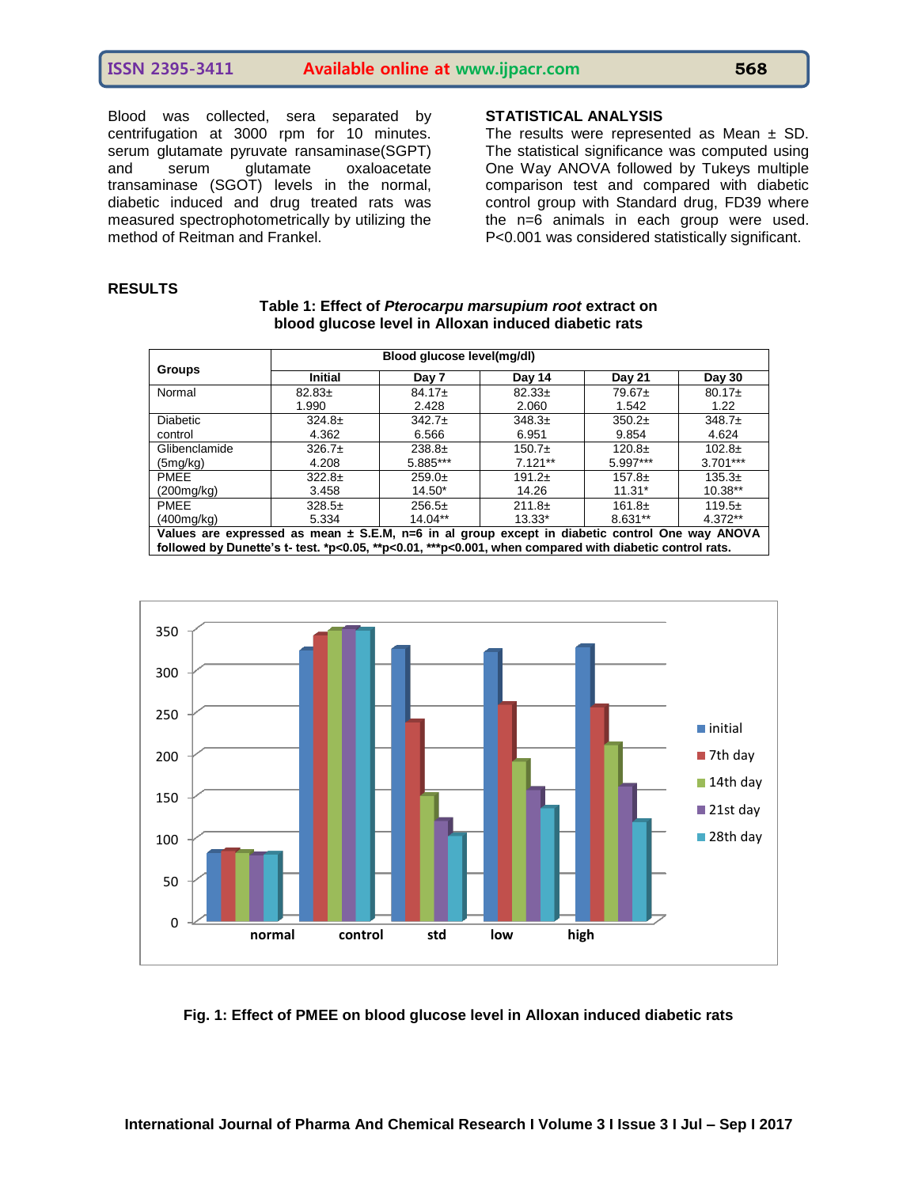Blood was collected, sera separated by centrifugation at 3000 rpm for 10 minutes. serum glutamate pyruvate ransaminase(SGPT) and serum glutamate oxaloacetate transaminase (SGOT) levels in the normal, diabetic induced and drug treated rats was measured spectrophotometrically by utilizing the method of Reitman and Frankel.

## STATISTICAL ANALYSIS

The results were represented as Mean ± SD. The statistical significance was computed using One Way ANOVA followed by Tukeys multiple comparison test and compared with diabetic control group with Standard drug, FD39 where the n=6 animals in each group were used. P<0.001 was considered statistically significant.

## RESULTS

**Table 1: Effect of *Pterocarpu marsupium root* extract on blood glucose level in Alloxan induced diabetic rats**

| Groups | Blood glucose level(mg/dl) | | | | |
|---|---|---|---|---|---|
| | Initial | Day 7 | Day 14 | Day 21 | Day 30 |
| Normal | 82.83± 1.990 | 84.17± 2.428 | 82.33± 2.060 | 79.67± 1.542 | 80.17± 1.22 |
| Diabetic control | 324.8± 4.362 | 342.7± 6.566 | 348.3± 6.951 | 350.2± 9.854 | 348.7± 4.624 |
| Glibenclamide (5mg/kg) | 326.7± 4.208 | 238.8± 5.885*** | 150.7± 7.121** | 120.8± 5.997*** | 102.8± 3.701*** |
| PMEE (200mg/kg) | 322.8± 3.458 | 259.0± 14.50* | 191.2± 14.26 | 157.8± 11.31* | 135.3± 10.38** |
| PMEE (400mg/kg) | 328.5± 5.334 | 256.5± 14.04** | 211.8± 13.33* | 161.8± 8.631** | 119.5± 4.372** |

**Values are expressed as mean ± S.E.M, n=6 in al group except in diabetic control One way ANOVA followed by Dunette's t- test. *p<0.05, **p<0.01, ***p<0.001, when compared with diabetic control rats.**

**Fig. 1: Effect of PMEE on blood glucose level in Alloxan induced diabetic rats**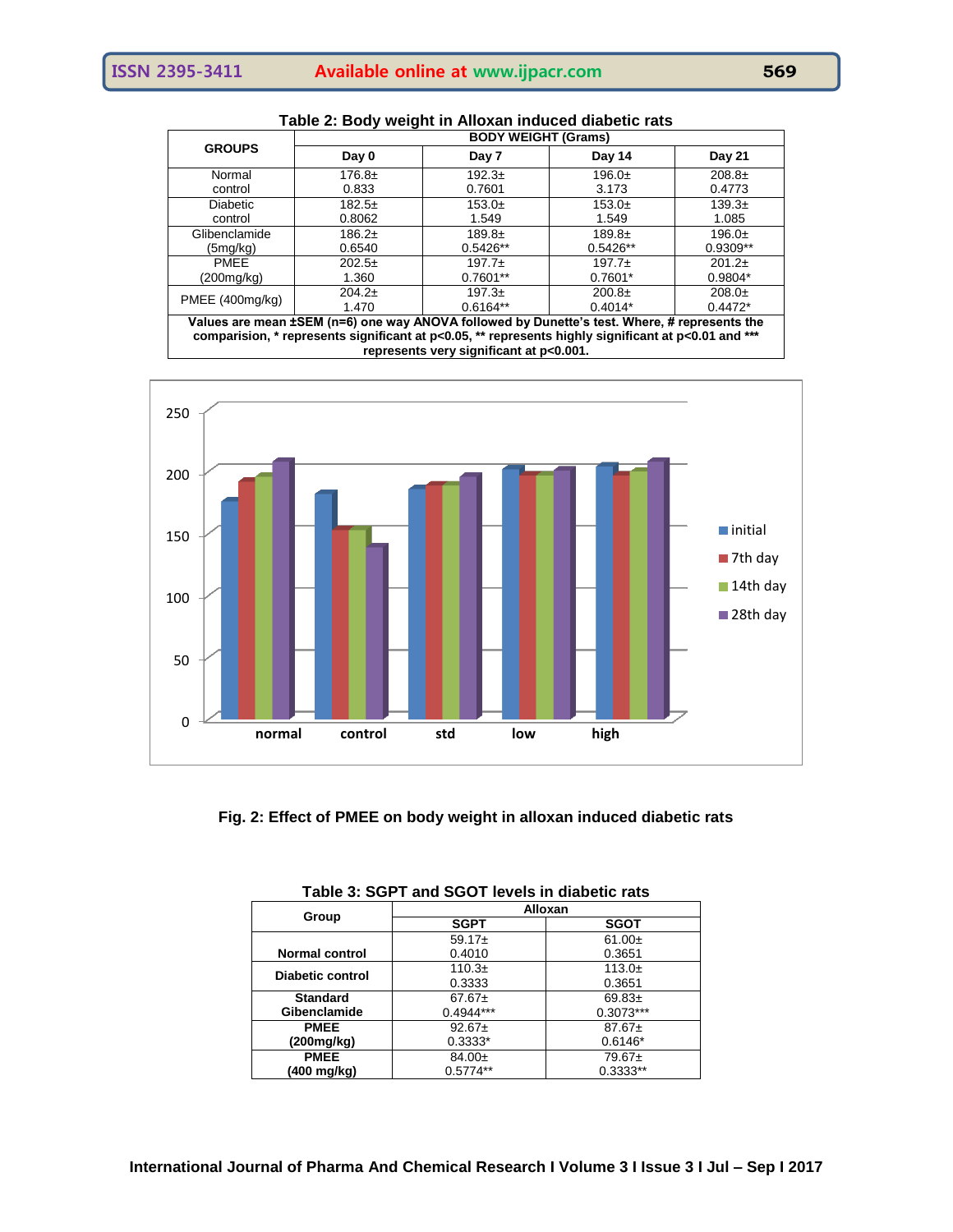**Table 2: Body weight in Alloxan induced diabetic rats**

| GROUPS | BODY WEIGHT (Grams) | | | |
|---|---|---|---|---|
| | Day 0 | Day 7 | Day 14 | Day 21 |
| Normal control | 176.8± 0.833 | 192.3± 0.7601 | 196.0± 3.173 | 208.8± 0.4773 |
| Diabetic control | 182.5± 0.8062 | 153.0± 1.549 | 153.0± 1.549 | 139.3± 1.085 |
| Glibenclamide (5mg/kg) | 186.2± 0.6540 | 189.8± 0.5426** | 189.8± 0.5426** | 196.0± 0.9309** |
| PMEE (200mg/kg) | 202.5± 1.360 | 197.7± 0.7601** | 197.7± 0.7601* | 201.2± 0.9804* |
| PMEE (400mg/kg) | 204.2± 1.470 | 197.3± 0.6164** | 200.8± 0.4014* | 208.0± 0.4472* |

**Values are mean ±SEM (n=6) one way ANOVA followed by Dunette's test. Where, # represents the comparision, * represents significant at p<0.05, ** represents highly significant at p<0.01 and *** represents very significant at p<0.001.**

**Fig. 2: Effect of PMEE on body weight in alloxan induced diabetic rats**

**Table 3: SGPT and SGOT levels in diabetic rats**

| Group | Alloxan | |
|---|---|---|
| | SGPT | SGOT |
| **Normal control** | 59.17± 0.4010 | 61.00± 0.3651 |
| **Diabetic control** | 110.3± 0.3333 | 113.0± 0.3651 |
| **Standard Gibenclamide** | 67.67± 0.4944*** | 69.83± 0.3073*** |
| **PMEE (200mg/kg)** | 92.67± 0.3333* | 87.67± 0.6146* |
| **PMEE (400 mg/kg)** | 84.00± 0.5774** | 79.67± 0.3333** |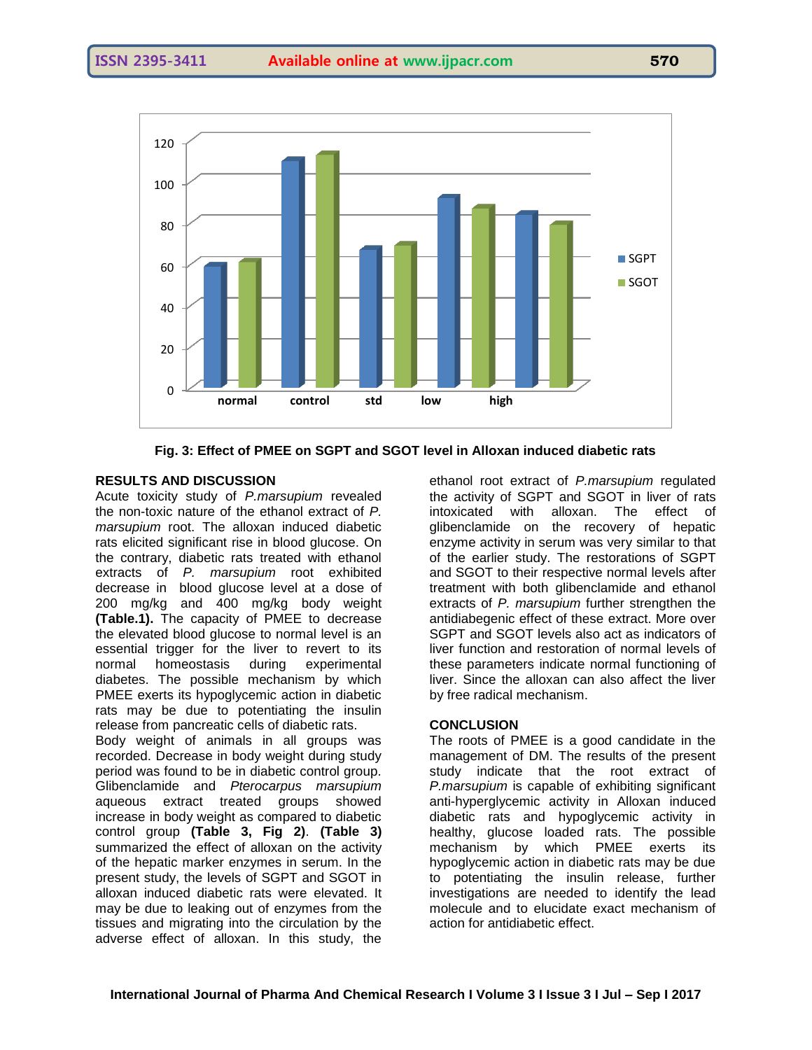Fig. 3: Effect of PMEE on SGPT and SGOT level in Alloxan induced diabetic rats

## RESULTS AND DISCUSSION

Acute toxicity study of *P.marsupium* revealed the non-toxic nature of the ethanol extract of *P. marsupium* root. The alloxan induced diabetic rats elicited significant rise in blood glucose. On the contrary, diabetic rats treated with ethanol extracts of *P. marsupium* root exhibited decrease in blood glucose level at a dose of 200 mg/kg and 400 mg/kg body weight **(Table.1).** The capacity of PMEE to decrease the elevated blood glucose to normal level is an essential trigger for the liver to revert to its normal homeostasis during experimental diabetes. The possible mechanism by which PMEE exerts its hypoglycemic action in diabetic rats may be due to potentiating the insulin release from pancreatic cells of diabetic rats.

Body weight of animals in all groups was recorded. Decrease in body weight during study period was found to be in diabetic control group. Glibenclamide and *Pterocarpus marsupium* aqueous extract treated groups showed increase in body weight as compared to diabetic control group **(Table 3, Fig 2)**. **(Table 3)** summarized the effect of alloxan on the activity of the hepatic marker enzymes in serum. In the present study, the levels of SGPT and SGOT in alloxan induced diabetic rats were elevated. It may be due to leaking out of enzymes from the tissues and migrating into the circulation by the adverse effect of alloxan. In this study, the ethanol root extract of *P.marsupium* regulated the activity of SGPT and SGOT in liver of rats intoxicated with alloxan. The effect of glibenclamide on the recovery of hepatic enzyme activity in serum was very similar to that of the earlier study. The restorations of SGPT and SGOT to their respective normal levels after treatment with both glibenclamide and ethanol extracts of *P. marsupium* further strengthen the antidiabegenic effect of these extract. More over SGPT and SGOT levels also act as indicators of liver function and restoration of normal levels of these parameters indicate normal functioning of liver. Since the alloxan can also affect the liver by free radical mechanism.

## CONCLUSION

The roots of PMEE is a good candidate in the management of DM. The results of the present study indicate that the root extract of *P.marsupium* is capable of exhibiting significant anti-hyperglycemic activity in Alloxan induced diabetic rats and hypoglycemic activity in healthy, glucose loaded rats. The possible mechanism by which PMEE exerts its hypoglycemic action in diabetic rats may be due to potentiating the insulin release, further investigations are needed to identify the lead molecule and to elucidate exact mechanism of action for antidiabetic effect.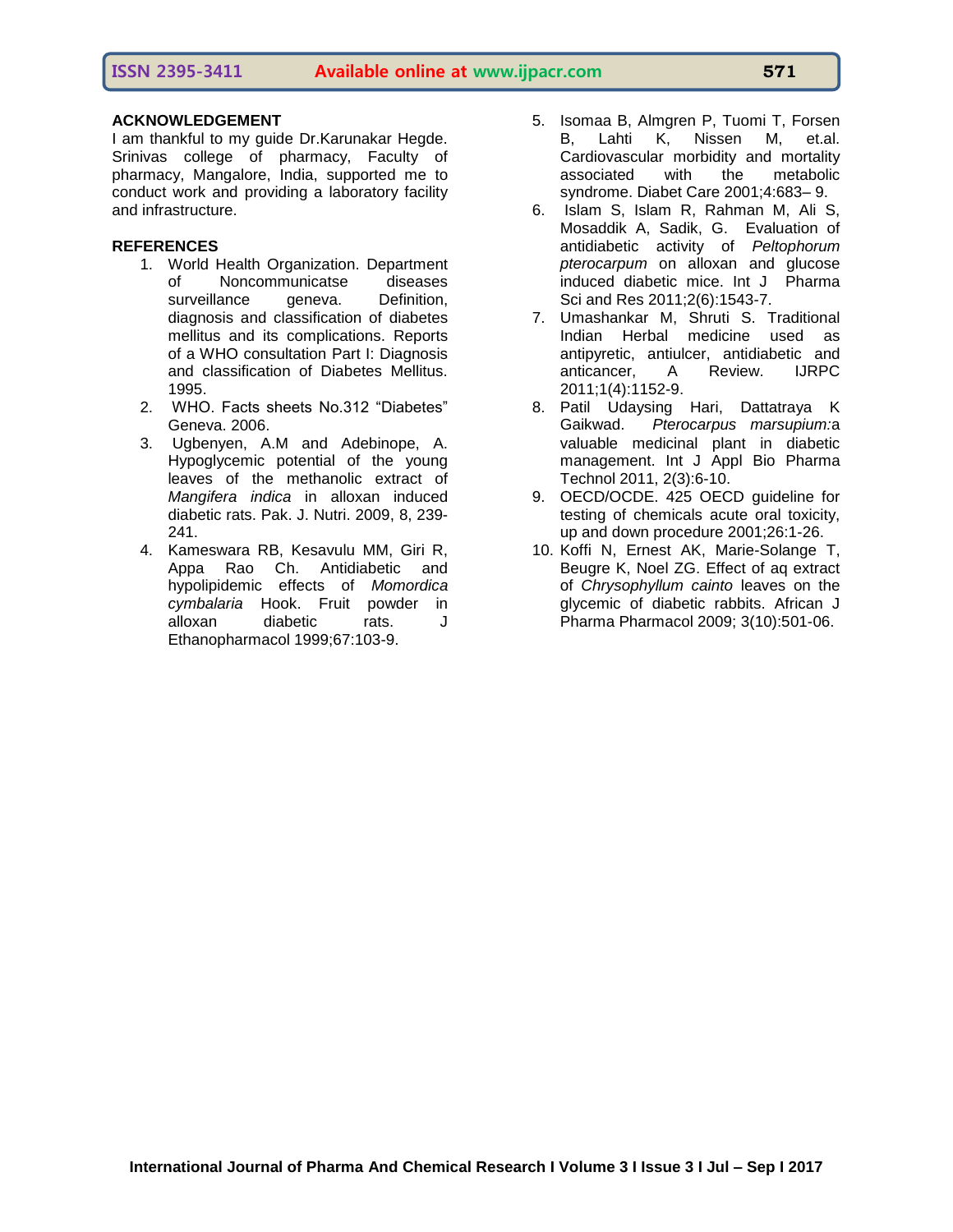## ACKNOWLEDGEMENT

I am thankful to my guide Dr.Karunakar Hegde. Srinivas college of pharmacy, Faculty of pharmacy, Mangalore, India, supported me to conduct work and providing a laboratory facility and infrastructure.

## REFERENCES

1. World Health Organization. Department of Noncommunicatse diseases surveillance geneva. Definition, diagnosis and classification of diabetes mellitus and its complications. Reports of a WHO consultation Part I: Diagnosis and classification of Diabetes Mellitus. 1995.
2. WHO. Facts sheets No.312 "Diabetes" Geneva. 2006.
3. Ugbenyen, A.M and Adebinope, A. Hypoglycemic potential of the young leaves of the methanolic extract of *Mangifera indica* in alloxan induced diabetic rats. Pak. J. Nutri. 2009, 8, 239-241.
4. Kameswara RB, Kesavulu MM, Giri R, Appa Rao Ch. Antidiabetic and hypolipidemic effects of *Momordica cymbalaria* Hook. Fruit powder in alloxan diabetic rats. J Ethanopharmacol 1999;67:103-9.
5. Isomaa B, Almgren P, Tuomi T, Forsen B, Lahti K, Nissen M, et.al. Cardiovascular morbidity and mortality associated with the metabolic syndrome. Diabet Care 2001;4:683– 9.
6. Islam S, Islam R, Rahman M, Ali S, Mosaddik A, Sadik, G. Evaluation of antidiabetic activity of *Peltophorum pterocarpum* on alloxan and glucose induced diabetic mice. Int J Pharma Sci and Res 2011;2(6):1543-7.
7. Umashankar M, Shruti S. Traditional Indian Herbal medicine used as antipyretic, antiulcer, antidiabetic and anticancer, A Review. IJRPC 2011;1(4):1152-9.
8. Patil Udaysing Hari, Dattatraya K Gaikwad. *Pterocarpus marsupium:*a valuable medicinal plant in diabetic management. Int J Appl Bio Pharma Technol 2011, 2(3):6-10.
9. OECD/OCDE. 425 OECD guideline for testing of chemicals acute oral toxicity, up and down procedure 2001;26:1-26.
10. Koffi N, Ernest AK, Marie-Solange T, Beugre K, Noel ZG. Effect of aq extract of *Chrysophyllum cainto* leaves on the glycemic of diabetic rabbits. African J Pharma Pharmacol 2009; 3(10):501-06.